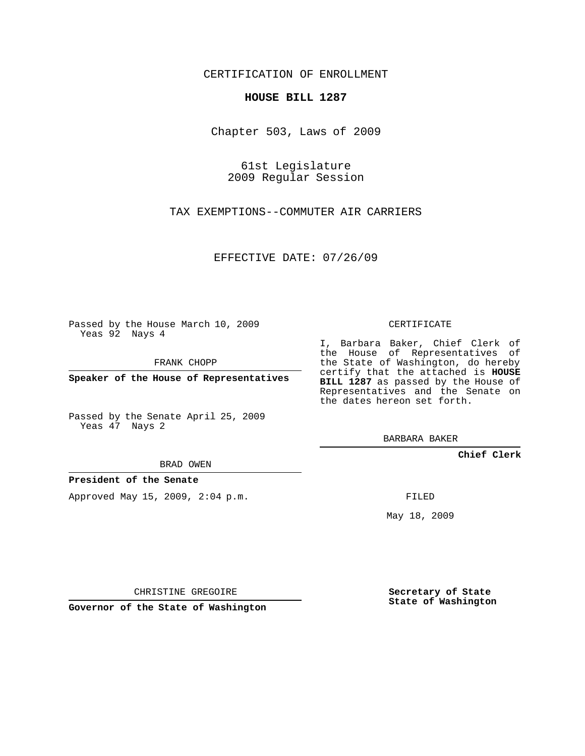CERTIFICATION OF ENROLLMENT

**HOUSE BILL 1287**

Chapter 503, Laws of 2009

61st Legislature
2009 Regular Session

TAX EXEMPTIONS--COMMUTER AIR CARRIERS

EFFECTIVE DATE: 07/26/09

Passed by the House March 10, 2009
Yeas 92 Nays 4

FRANK CHOPP

**Speaker of the House of Representatives**

Passed by the Senate April 25, 2009
Yeas 47 Nays 2

BRAD OWEN

**President of the Senate**

Approved May 15, 2009, 2:04 p.m.

CHRISTINE GREGOIRE

**Governor of the State of Washington**

CERTIFICATE

I, Barbara Baker, Chief Clerk of the House of Representatives of the State of Washington, do hereby certify that the attached is **HOUSE BILL 1287** as passed by the House of Representatives and the Senate on the dates hereon set forth.

BARBARA BAKER

**Chief Clerk**

FILED

May 18, 2009

**Secretary of State**
**State of Washington**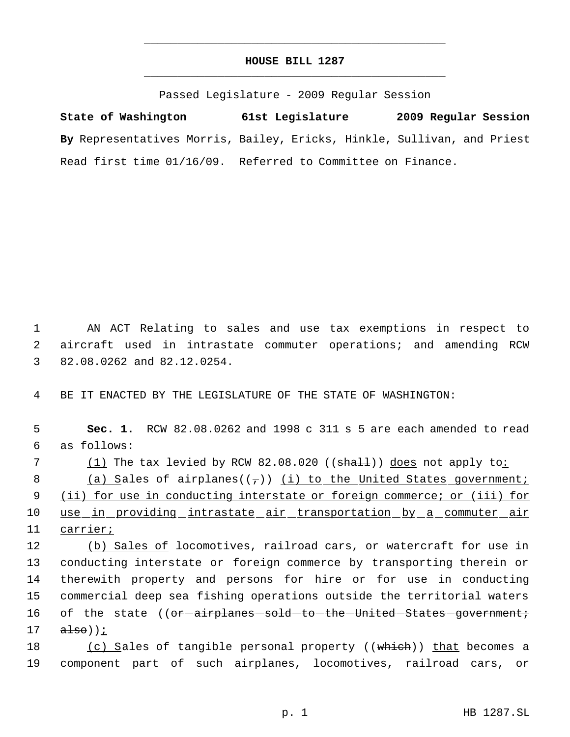# HOUSE BILL 1287

Passed Legislature - 2009 Regular Session

**State of Washington 61st Legislature 2009 Regular Session**

**By** Representatives Morris, Bailey, Ericks, Hinkle, Sullivan, and Priest

Read first time 01/16/09. Referred to Committee on Finance.

AN ACT Relating to sales and use tax exemptions in respect to aircraft used in intrastate commuter operations; and amending RCW 82.08.0262 and 82.12.0254.

BE IT ENACTED BY THE LEGISLATURE OF THE STATE OF WASHINGTON:

**Sec. 1.** RCW 82.08.0262 and 1998 c 311 s 5 are each amended to read as follows:

(1) The tax levied by RCW 82.08.020 ((shall)) does not apply to:

(a) Sales of airplanes((,)) (i) to the United States government; (ii) for use in conducting interstate or foreign commerce; or (iii) for use in providing intrastate air transportation by a commuter air carrier;

(b) Sales of locomotives, railroad cars, or watercraft for use in conducting interstate or foreign commerce by transporting therein or therewith property and persons for hire or for use in conducting commercial deep sea fishing operations outside the territorial waters of the state ((or airplanes sold to the United States government; also));

(c) Sales of tangible personal property ((which)) that becomes a component part of such airplanes, locomotives, railroad cars, or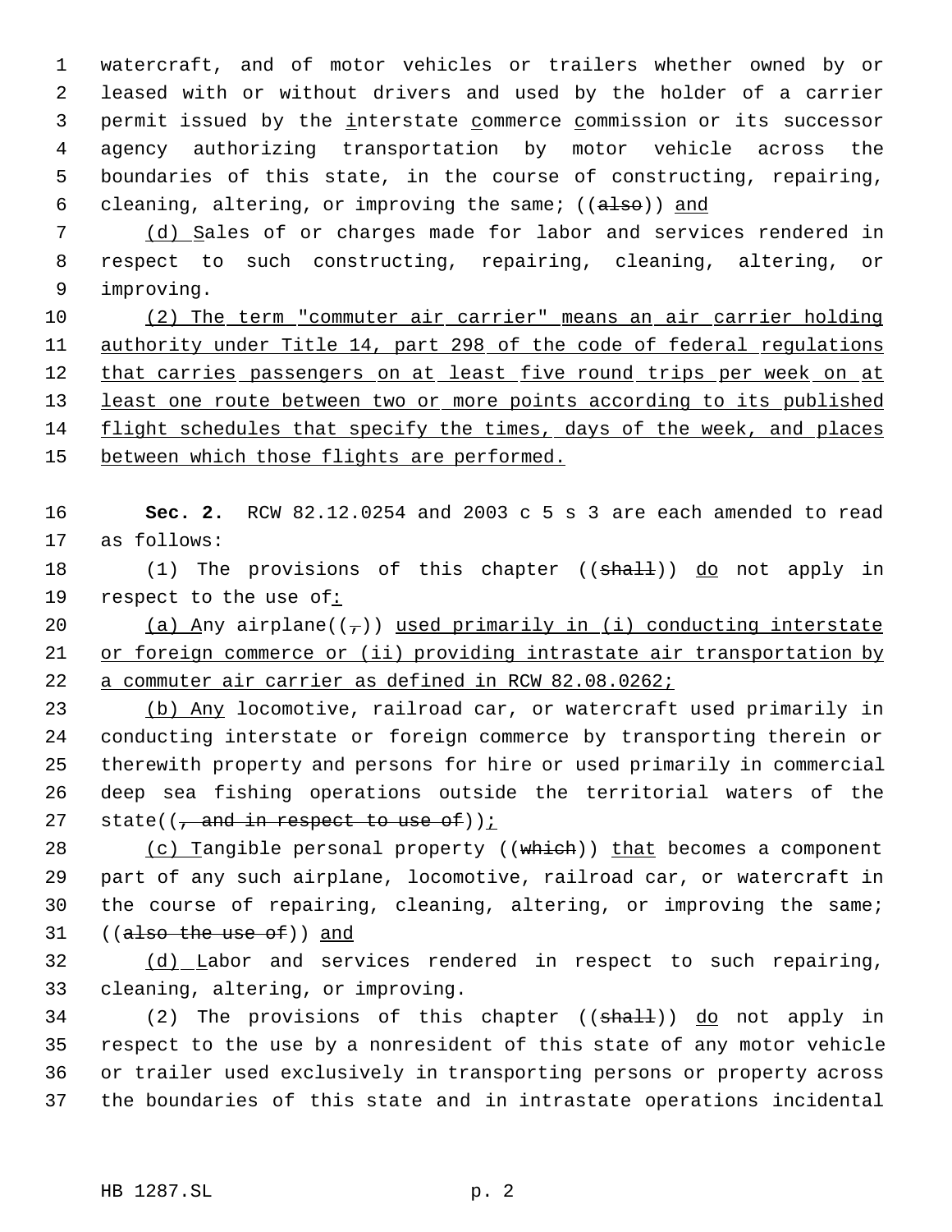watercraft, and of motor vehicles or trailers whether owned by or leased with or without drivers and used by the holder of a carrier permit issued by the interstate commerce commission or its successor agency authorizing transportation by motor vehicle across the boundaries of this state, in the course of constructing, repairing, cleaning, altering, or improving the same; ((~~also~~)) and

(d) Sales of or charges made for labor and services rendered in respect to such constructing, repairing, cleaning, altering, or improving.

(2) The term "commuter air carrier" means an air carrier holding authority under Title 14, part 298 of the code of federal regulations that carries passengers on at least five round trips per week on at least one route between two or more points according to its published flight schedules that specify the times, days of the week, and places between which those flights are performed.

**Sec. 2.** RCW 82.12.0254 and 2003 c 5 s 3 are each amended to read as follows:

(1) The provisions of this chapter ((~~shall~~)) do not apply in respect to the use of:

(a) Any airplane((~~,~~)) used primarily in (i) conducting interstate or foreign commerce or (ii) providing intrastate air transportation by a commuter air carrier as defined in RCW 82.08.0262;

(b) Any locomotive, railroad car, or watercraft used primarily in conducting interstate or foreign commerce by transporting therein or therewith property and persons for hire or used primarily in commercial deep sea fishing operations outside the territorial waters of the state((~~, and in respect to use of~~));

(c) Tangible personal property ((~~which~~)) that becomes a component part of any such airplane, locomotive, railroad car, or watercraft in the course of repairing, cleaning, altering, or improving the same; ((~~also the use of~~)) and

(d) Labor and services rendered in respect to such repairing, cleaning, altering, or improving.

(2) The provisions of this chapter ((~~shall~~)) do not apply in respect to the use by a nonresident of this state of any motor vehicle or trailer used exclusively in transporting persons or property across the boundaries of this state and in intrastate operations incidental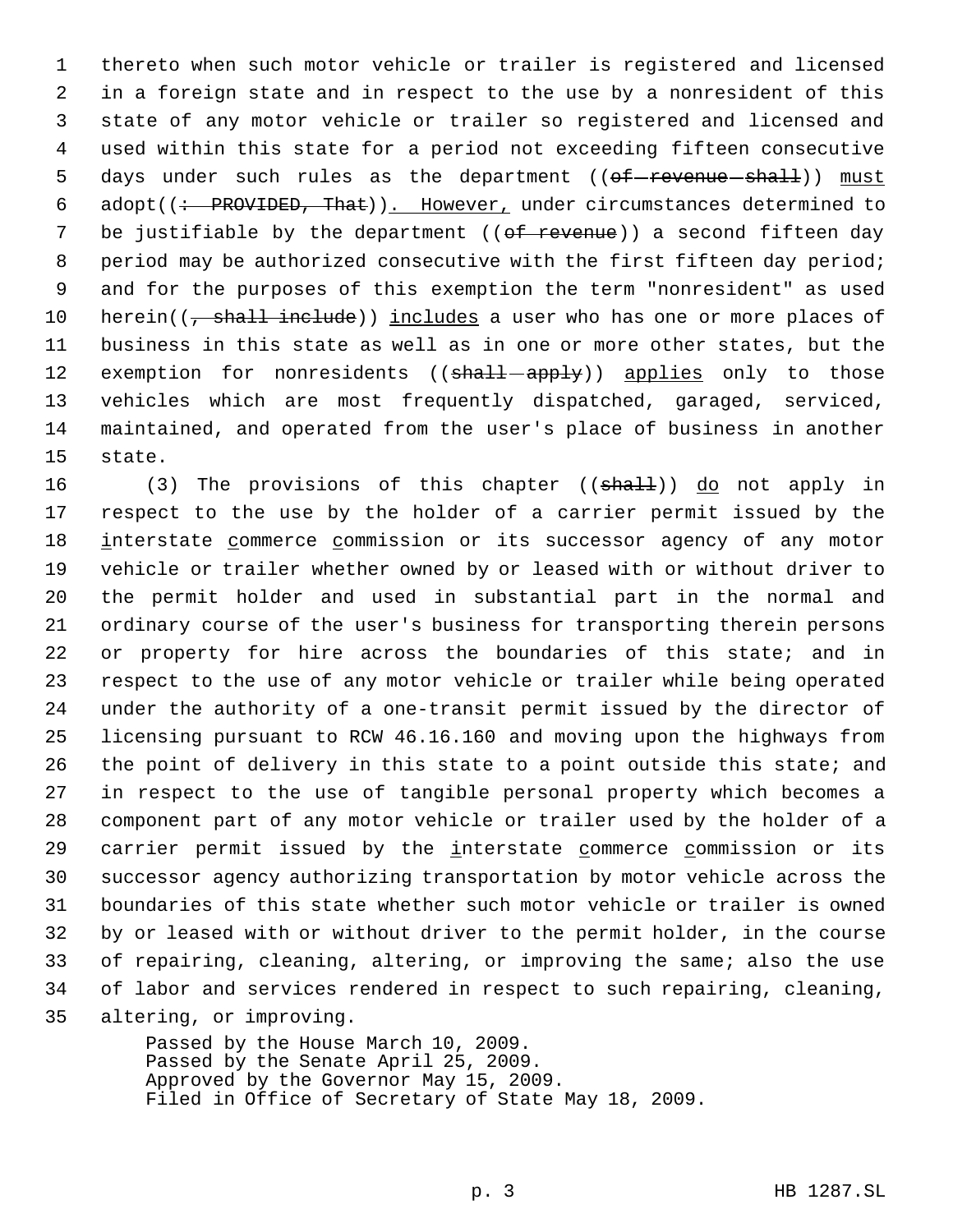thereto when such motor vehicle or trailer is registered and licensed in a foreign state and in respect to the use by a nonresident of this state of any motor vehicle or trailer so registered and licensed and used within this state for a period not exceeding fifteen consecutive days under such rules as the department ((~~of revenue shall~~)) <u>must</u> adopt((~~: PROVIDED, That~~))<u>. However,</u> under circumstances determined to be justifiable by the department ((~~of revenue~~)) a second fifteen day period may be authorized consecutive with the first fifteen day period; and for the purposes of this exemption the term "nonresident" as used herein((~~, shall include~~)) <u>includes</u> a user who has one or more places of business in this state as well as in one or more other states, but the exemption for nonresidents ((~~shall apply~~)) <u>applies</u> only to those vehicles which are most frequently dispatched, garaged, serviced, maintained, and operated from the user's place of business in another state.

(3) The provisions of this chapter ((~~shall~~)) <u>do</u> not apply in respect to the use by the holder of a carrier permit issued by the <u>i</u>nterstate <u>c</u>ommerce <u>c</u>ommission or its successor agency of any motor vehicle or trailer whether owned by or leased with or without driver to the permit holder and used in substantial part in the normal and ordinary course of the user's business for transporting therein persons or property for hire across the boundaries of this state; and in respect to the use of any motor vehicle or trailer while being operated under the authority of a one-transit permit issued by the director of licensing pursuant to RCW 46.16.160 and moving upon the highways from the point of delivery in this state to a point outside this state; and in respect to the use of tangible personal property which becomes a component part of any motor vehicle or trailer used by the holder of a carrier permit issued by the <u>i</u>nterstate <u>c</u>ommerce <u>c</u>ommission or its successor agency authorizing transportation by motor vehicle across the boundaries of this state whether such motor vehicle or trailer is owned by or leased with or without driver to the permit holder, in the course of repairing, cleaning, altering, or improving the same; also the use of labor and services rendered in respect to such repairing, cleaning, altering, or improving.

Passed by the House March 10, 2009.
Passed by the Senate April 25, 2009.
Approved by the Governor May 15, 2009.
Filed in Office of Secretary of State May 18, 2009.